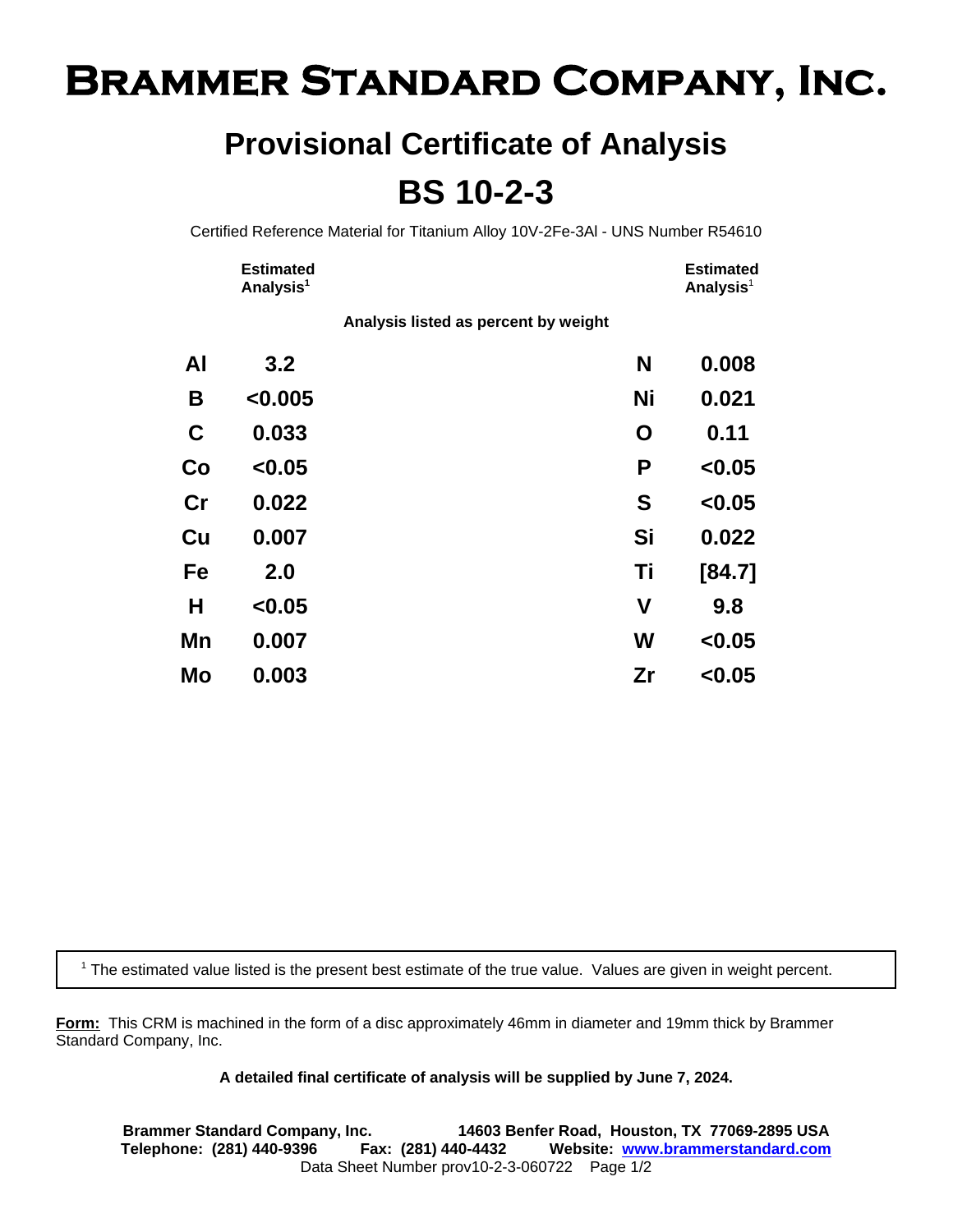# Brammer Standard Company, Inc.

## Provisional Certificate of Analysis

## BS 10-2-3

Certified Reference Material for Titanium Alloy 10V-2Fe-3Al - UNS Number R54610

**Analysis listed as percent by weight**

| Element | Estimated Analysis[1] | Element | Estimated Analysis[1] |
|---|---|---|---|
| **Al** | **3.2** | **N** | **0.008** |
| **B** | **<0.005** | **Ni** | **0.021** |
| **C** | **0.033** | **O** | **0.11** |
| **Co** | **<0.05** | **P** | **<0.05** |
| **Cr** | **0.022** | **S** | **<0.05** |
| **Cu** | **0.007** | **Si** | **0.022** |
| **Fe** | **2.0** | **Ti** | **[84.7]** |
| **H** | **<0.05** | **V** | **9.8** |
| **Mn** | **0.007** | **W** | **<0.05** |
| **Mo** | **0.003** | **Zr** | **<0.05** |

[1] The estimated value listed is the present best estimate of the true value. Values are given in weight percent.

**Form:** This CRM is machined in the form of a disc approximately 46mm in diameter and 19mm thick by Brammer Standard Company, Inc.

**A detailed final certificate of analysis will be supplied by June 7, 2024.**

**Brammer Standard Company, Inc.** **14603 Benfer Road, Houston, TX 77069-2895 USA**
**Telephone: (281) 440-9396** **Fax: (281) 440-4432** **Website: www.brammerstandard.com**
Data Sheet Number prov10-2-3-060722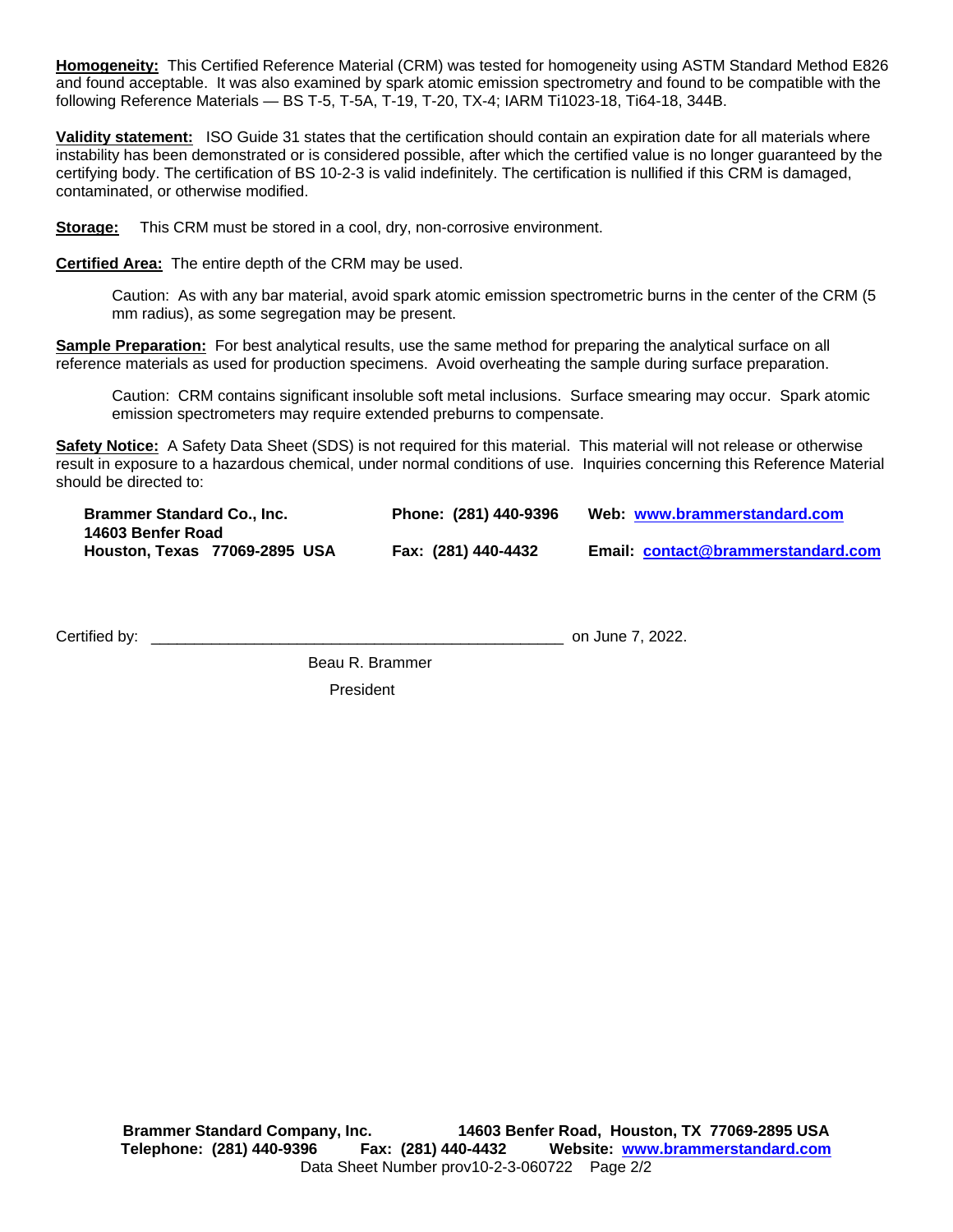**Homogeneity:** This Certified Reference Material (CRM) was tested for homogeneity using ASTM Standard Method E826 and found acceptable. It was also examined by spark atomic emission spectrometry and found to be compatible with the following Reference Materials — BS T-5, T-5A, T-19, T-20, TX-4; IARM Ti1023-18, Ti64-18, 344B.

**Validity statement:** ISO Guide 31 states that the certification should contain an expiration date for all materials where instability has been demonstrated or is considered possible, after which the certified value is no longer guaranteed by the certifying body. The certification of BS 10-2-3 is valid indefinitely. The certification is nullified if this CRM is damaged, contaminated, or otherwise modified.

**Storage:** This CRM must be stored in a cool, dry, non-corrosive environment.

**Certified Area:** The entire depth of the CRM may be used.

> Caution: As with any bar material, avoid spark atomic emission spectrometric burns in the center of the CRM (5 mm radius), as some segregation may be present.

**Sample Preparation:** For best analytical results, use the same method for preparing the analytical surface on all reference materials as used for production specimens. Avoid overheating the sample during surface preparation.

> Caution: CRM contains significant insoluble soft metal inclusions. Surface smearing may occur. Spark atomic emission spectrometers may require extended preburns to compensate.

**Safety Notice:** A Safety Data Sheet (SDS) is not required for this material. This material will not release or otherwise result in exposure to a hazardous chemical, under normal conditions of use. Inquiries concerning this Reference Material should be directed to:

**Brammer Standard Co., Inc.**
**14603 Benfer Road**
**Houston, Texas 77069-2895 USA**

**Phone: (281) 440-9396**
**Fax: (281) 440-4432**

**Web: www.brammerstandard.com**
**Email: contact@brammerstandard.com**

Certified by: ______________________________ on June 7, 2022.

Beau R. Brammer

President

**Brammer Standard Company, Inc.** **14603 Benfer Road, Houston, TX 77069-2895 USA**
**Telephone: (281) 440-9396** **Fax: (281) 440-4432** **Website: www.brammerstandard.com**
Data Sheet Number prov10-2-3-060722